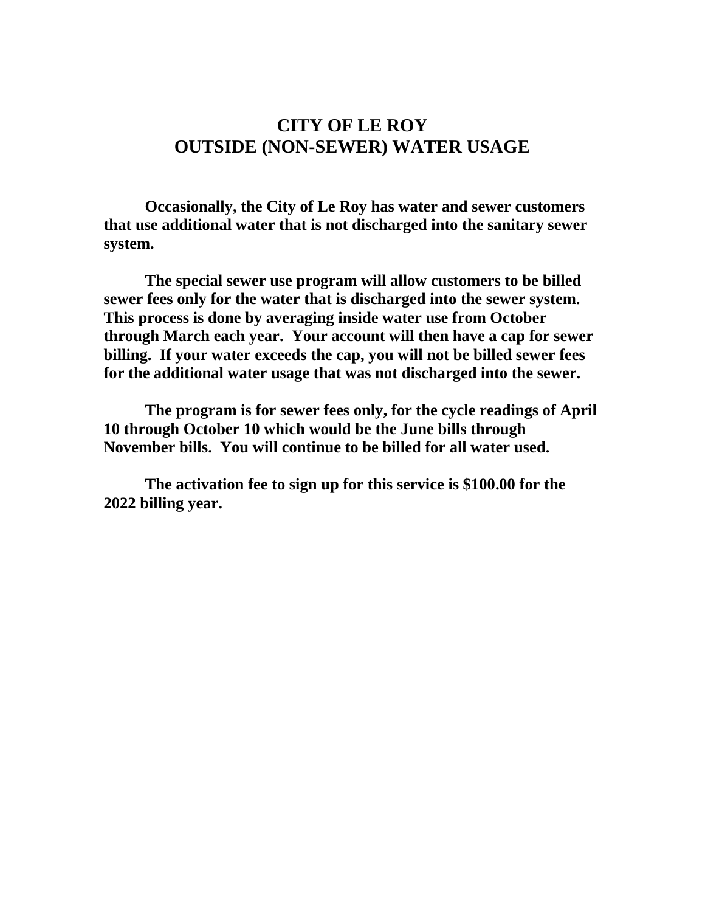# CITY OF LE ROY
# OUTSIDE (NON-SEWER) WATER USAGE

**Occasionally, the City of Le Roy has water and sewer customers that use additional water that is not discharged into the sanitary sewer system.**

**The special sewer use program will allow customers to be billed sewer fees only for the water that is discharged into the sewer system. This process is done by averaging inside water use from October through March each year. Your account will then have a cap for sewer billing. If your water exceeds the cap, you will not be billed sewer fees for the additional water usage that was not discharged into the sewer.**

**The program is for sewer fees only, for the cycle readings of April 10 through October 10 which would be the June bills through November bills. You will continue to be billed for all water used.**

**The activation fee to sign up for this service is $100.00 for the 2022 billing year.**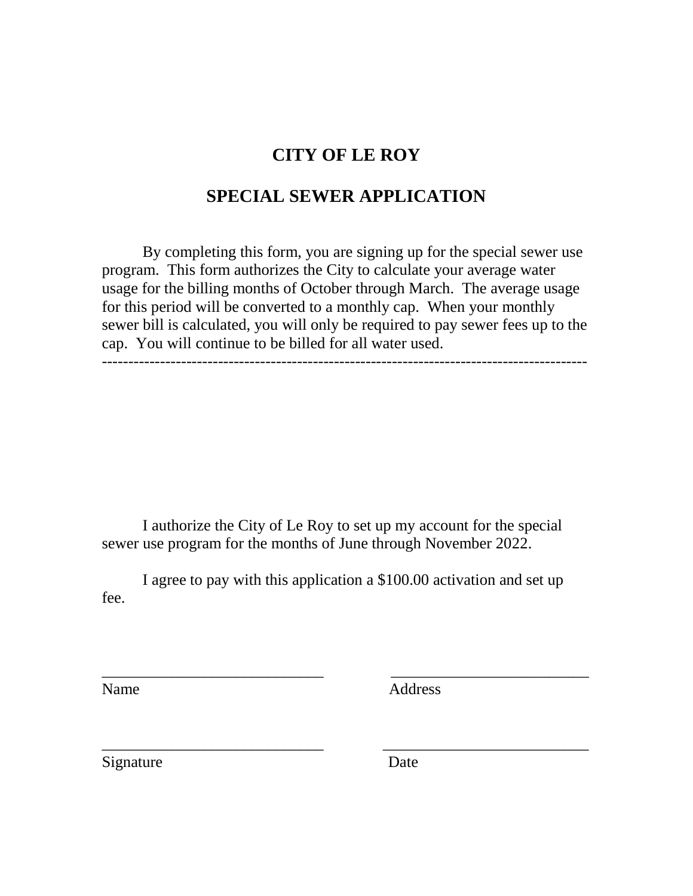# CITY OF LE ROY

## SPECIAL SEWER APPLICATION

By completing this form, you are signing up for the special sewer use program. This form authorizes the City to calculate your average water usage for the billing months of October through March. The average usage for this period will be converted to a monthly cap. When your monthly sewer bill is calculated, you will only be required to pay sewer fees up to the cap. You will continue to be billed for all water used.

---

I authorize the City of Le Roy to set up my account for the special sewer use program for the months of June through November 2022.

I agree to pay with this application a $100.00 activation and set up fee.

\_\_\_\_\_\_\_\_\_\_\_\_\_\_\_\_\_\_\_\_\_\_\_\_\_\_\_\_\_ \_\_\_\_\_\_\_\_\_\_\_\_\_\_\_\_\_\_\_\_\_\_\_\_\_\_\_

Name Address

\_\_\_\_\_\_\_\_\_\_\_\_\_\_\_\_\_\_\_\_\_\_\_\_\_\_\_\_\_ \_\_\_\_\_\_\_\_\_\_\_\_\_\_\_\_\_\_\_\_\_\_\_\_\_\_\_

Signature Date